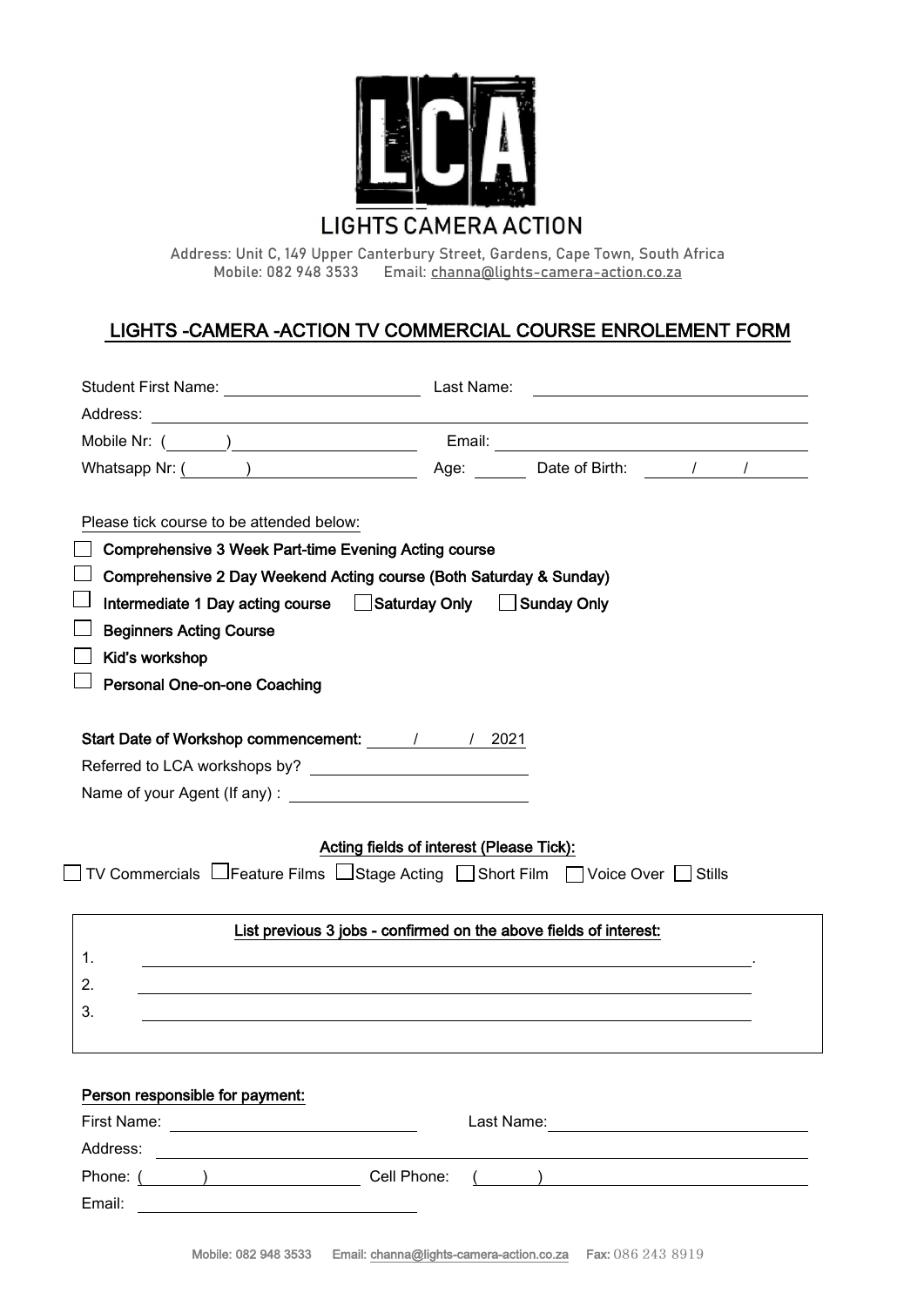# LIGHTS CAMERA ACTION

Address: Unit C, 149 Upper Canterbury Street, Gardens, Cape Town, South Africa
Mobile: 082 948 3533 Email: channa@lights-camera-action.co.za

## LIGHTS -CAMERA -ACTION TV COMMERCIAL COURSE ENROLEMENT FORM

Student First Name: ____________________ Last Name: ____________________

Address: ____________________

Mobile Nr: (______) ____________________ Email: ____________________

Whatsapp Nr: (______) ____________________ Age: ______ Date of Birth: ____/____/____

Please tick course to be attended below:

- ☐ **Comprehensive 3 Week Part-time Evening Acting course**
- ☐ **Comprehensive 2 Day Weekend Acting course (Both Saturday & Sunday)**
- ☐ **Intermediate 1 Day acting course** ☐ **Saturday Only** ☐ **Sunday Only**
- ☐ **Beginners Acting Course**
- ☐ **Kid's workshop**
- ☐ **Personal One-on-one Coaching**

**Start Date of Workshop commencement:** ____/____/ 2021

Referred to LCA workshops by? ____________________

Name of your Agent (If any) : ____________________

**Acting fields of interest (Please Tick):**

☐ TV Commercials ☐ Feature Films ☐ Stage Acting ☐ Short Film ☐ Voice Over ☐ Stills

**List previous 3 jobs - confirmed on the above fields of interest:**

1. ____________________.
2. ____________________
3. ____________________

**Person responsible for payment:**

First Name: ____________________ Last Name: ____________________

Address: ____________________

Phone: (______) ____________________ Cell Phone: (______) ____________________

Email: ____________________

Mobile: 082 948 3533 Email: channa@lights-camera-action.co.za Fax: 086 243 8919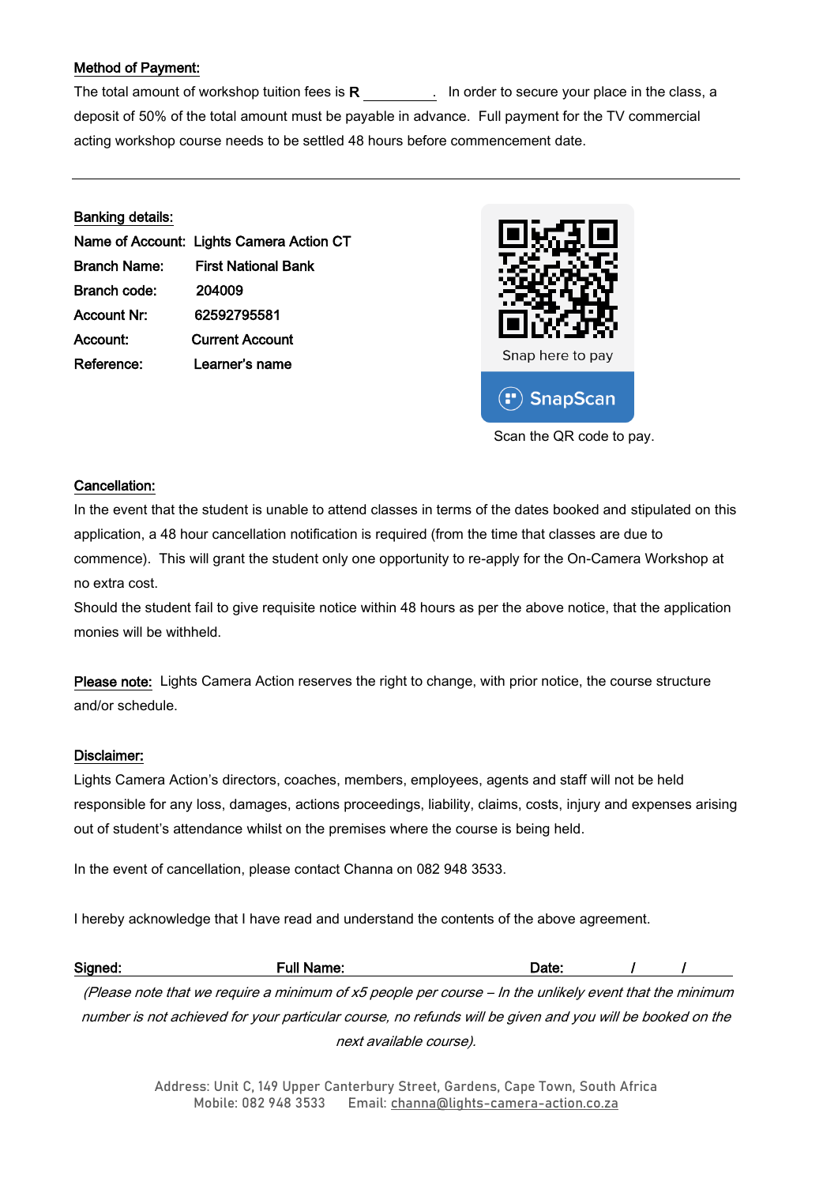**Method of Payment:**

The total amount of workshop tuition fees is **R** \_\_\_\_\_\_\_\_\_. In order to secure your place in the class, a deposit of 50% of the total amount must be payable in advance. Full payment for the TV commercial acting workshop course needs to be settled 48 hours before commencement date.

---

**Banking details:**

| | |
|---|---|
| Name of Account: | Lights Camera Action CT |
| Branch Name: | First National Bank |
| Branch code: | 204009 |
| Account Nr: | 62592795581 |
| Account: | Current Account |
| Reference: | Learner's name |

Snap here to pay

SnapScan

Scan the QR code to pay.

**Cancellation:**

In the event that the student is unable to attend classes in terms of the dates booked and stipulated on this application, a 48 hour cancellation notification is required (from the time that classes are due to commence). This will grant the student only one opportunity to re-apply for the On-Camera Workshop at no extra cost.

Should the student fail to give requisite notice within 48 hours as per the above notice, that the application monies will be withheld.

**Please note:** Lights Camera Action reserves the right to change, with prior notice, the course structure and/or schedule.

**Disclaimer:**

Lights Camera Action's directors, coaches, members, employees, agents and staff will not be held responsible for any loss, damages, actions proceedings, liability, claims, costs, injury and expenses arising out of student's attendance whilst on the premises where the course is being held.

In the event of cancellation, please contact Channa on 082 948 3533.

I hereby acknowledge that I have read and understand the contents of the above agreement.

**Signed:** \_\_\_\_\_\_\_\_\_\_ **Full Name:** \_\_\_\_\_\_\_\_\_\_ **Date:** \_\_\_\_ / \_\_\_\_ / \_\_\_\_

*(Please note that we require a minimum of x5 people per course – In the unlikely event that the minimum number is not achieved for your particular course, no refunds will be given and you will be booked on the next available course).*

Address: Unit C, 149 Upper Canterbury Street, Gardens, Cape Town, South Africa
Mobile: 082 948 3533 Email: channa@lights-camera-action.co.za